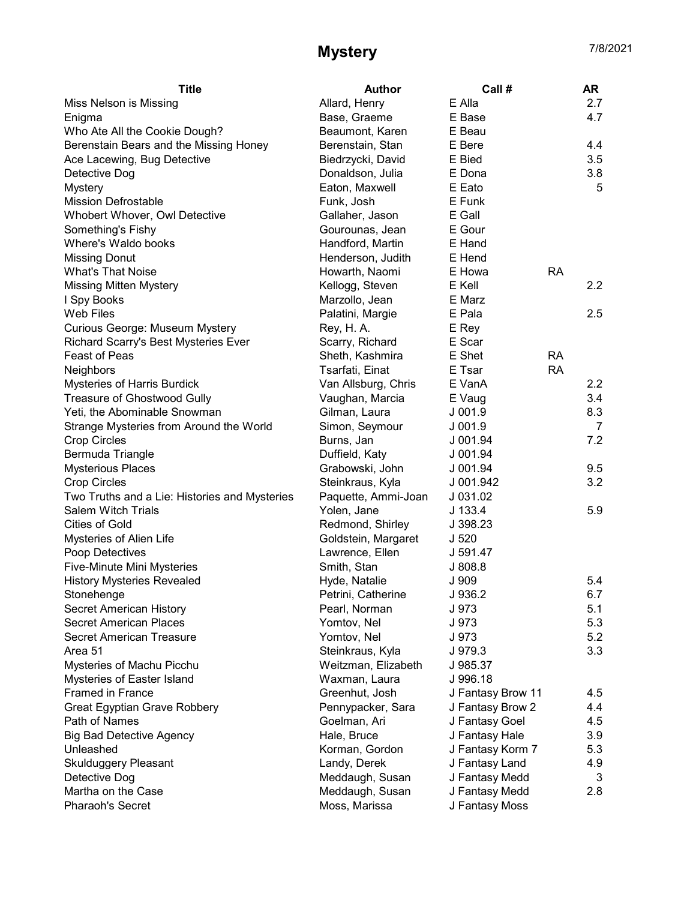# Mystery

7/8/2021

| Title | Author | Call # | | AR |
|---|---|---|---|---|
| Miss Nelson is Missing | Allard, Henry | E Alla | | 2.7 |
| Enigma | Base, Graeme | E Base | | 4.7 |
| Who Ate All the Cookie Dough? | Beaumont, Karen | E Beau | | |
| Berenstain Bears and the Missing Honey | Berenstain, Stan | E Bere | | 4.4 |
| Ace Lacewing, Bug Detective | Biedrzycki, David | E Bied | | 3.5 |
| Detective Dog | Donaldson, Julia | E Dona | | 3.8 |
| Mystery | Eaton, Maxwell | E Eato | | 5 |
| Mission Defrostable | Funk, Josh | E Funk | | |
| Whobert Whover, Owl Detective | Gallaher, Jason | E Gall | | |
| Something's Fishy | Gourounas, Jean | E Gour | | |
| Where's Waldo books | Handford, Martin | E Hand | | |
| Missing Donut | Henderson, Judith | E Hend | | |
| What's That Noise | Howarth, Naomi | E Howa | RA | |
| Missing Mitten Mystery | Kellogg, Steven | E Kell | | 2.2 |
| I Spy Books | Marzollo, Jean | E Marz | | |
| Web Files | Palatini, Margie | E Pala | | 2.5 |
| Curious George: Museum Mystery | Rey, H. A. | E Rey | | |
| Richard Scarry's Best Mysteries Ever | Scarry, Richard | E Scar | | |
| Feast of Peas | Sheth, Kashmira | E Shet | RA | |
| Neighbors | Tsarfati, Einat | E Tsar | RA | |
| Mysteries of Harris Burdick | Van Allsburg, Chris | E VanA | | 2.2 |
| Treasure of Ghostwood Gully | Vaughan, Marcia | E Vaug | | 3.4 |
| Yeti, the Abominable Snowman | Gilman, Laura | J 001.9 | | 8.3 |
| Strange Mysteries from Around the World | Simon, Seymour | J 001.9 | | 7 |
| Crop Circles | Burns, Jan | J 001.94 | | 7.2 |
| Bermuda Triangle | Duffield, Katy | J 001.94 | | |
| Mysterious Places | Grabowski, John | J 001.94 | | 9.5 |
| Crop Circles | Steinkraus, Kyla | J 001.942 | | 3.2 |
| Two Truths and a Lie: Histories and Mysteries | Paquette, Ammi-Joan | J 031.02 | | |
| Salem Witch Trials | Yolen, Jane | J 133.4 | | 5.9 |
| Cities of Gold | Redmond, Shirley | J 398.23 | | |
| Mysteries of Alien Life | Goldstein, Margaret | J 520 | | |
| Poop Detectives | Lawrence, Ellen | J 591.47 | | |
| Five-Minute Mini Mysteries | Smith, Stan | J 808.8 | | |
| History Mysteries Revealed | Hyde, Natalie | J 909 | | 5.4 |
| Stonehenge | Petrini, Catherine | J 936.2 | | 6.7 |
| Secret American History | Pearl, Norman | J 973 | | 5.1 |
| Secret American Places | Yomtov, Nel | J 973 | | 5.3 |
| Secret American Treasure | Yomtov, Nel | J 973 | | 5.2 |
| Area 51 | Steinkraus, Kyla | J 979.3 | | 3.3 |
| Mysteries of Machu Picchu | Weitzman, Elizabeth | J 985.37 | | |
| Mysteries of Easter Island | Waxman, Laura | J 996.18 | | |
| Framed in France | Greenhut, Josh | J Fantasy Brow 11 | | 4.5 |
| Great Egyptian Grave Robbery | Pennypacker, Sara | J Fantasy Brow 2 | | 4.4 |
| Path of Names | Goelman, Ari | J Fantasy Goel | | 4.5 |
| Big Bad Detective Agency | Hale, Bruce | J Fantasy Hale | | 3.9 |
| Unleashed | Korman, Gordon | J Fantasy Korm 7 | | 5.3 |
| Skulduggery Pleasant | Landy, Derek | J Fantasy Land | | 4.9 |
| Detective Dog | Meddaugh, Susan | J Fantasy Medd | | 3 |
| Martha on the Case | Meddaugh, Susan | J Fantasy Medd | | 2.8 |
| Pharaoh's Secret | Moss, Marissa | J Fantasy Moss | | |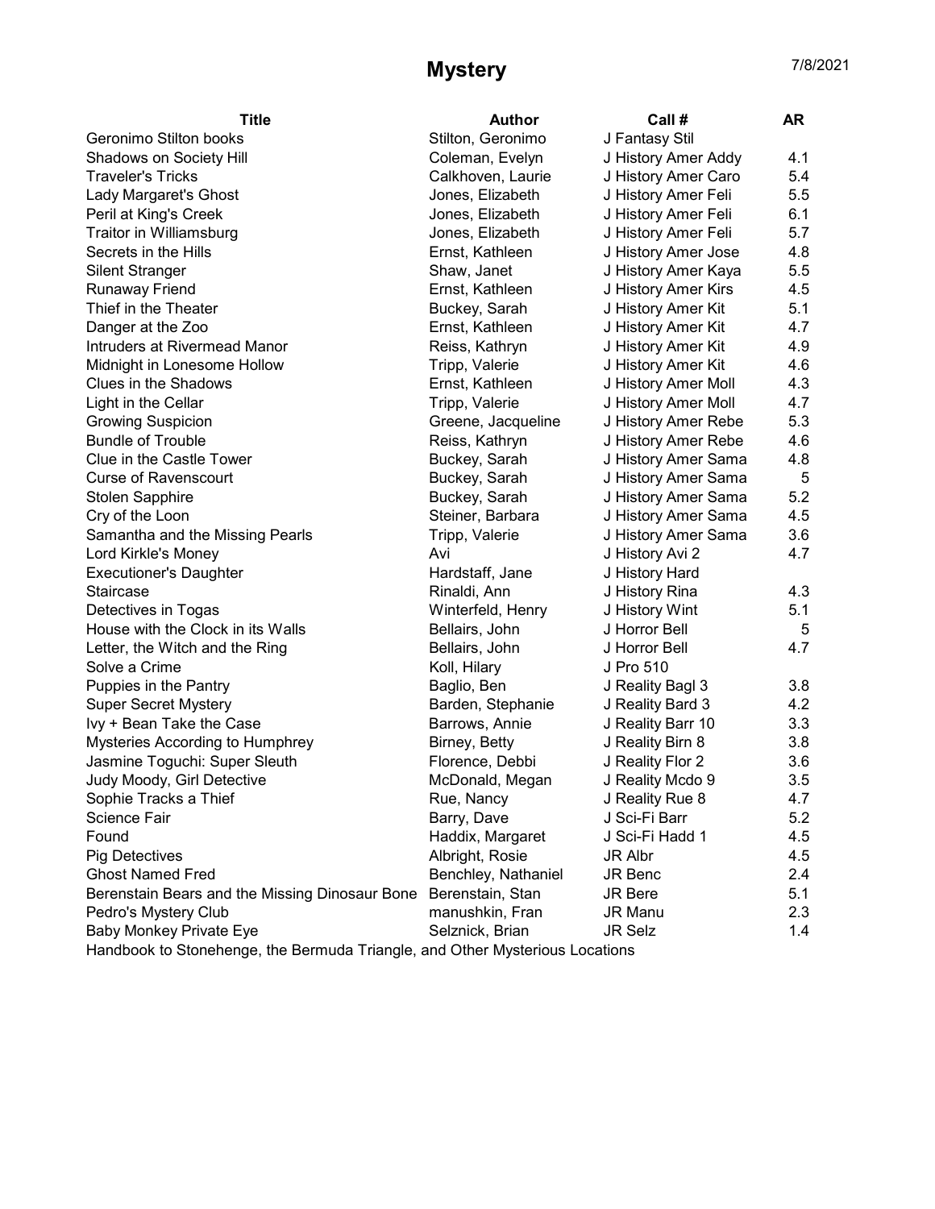# Mystery

7/8/2021

| Title | Author | Call # | AR |
|---|---|---|---|
| Geronimo Stilton books | Stilton, Geronimo | J Fantasy Stil | |
| Shadows on Society Hill | Coleman, Evelyn | J History Amer Addy | 4.1 |
| Traveler's Tricks | Calkhoven, Laurie | J History Amer Caro | 5.4 |
| Lady Margaret's Ghost | Jones, Elizabeth | J History Amer Feli | 5.5 |
| Peril at King's Creek | Jones, Elizabeth | J History Amer Feli | 6.1 |
| Traitor in Williamsburg | Jones, Elizabeth | J History Amer Feli | 5.7 |
| Secrets in the Hills | Ernst, Kathleen | J History Amer Jose | 4.8 |
| Silent Stranger | Shaw, Janet | J History Amer Kaya | 5.5 |
| Runaway Friend | Ernst, Kathleen | J History Amer Kirs | 4.5 |
| Thief in the Theater | Buckey, Sarah | J History Amer Kit | 5.1 |
| Danger at the Zoo | Ernst, Kathleen | J History Amer Kit | 4.7 |
| Intruders at Rivermead Manor | Reiss, Kathryn | J History Amer Kit | 4.9 |
| Midnight in Lonesome Hollow | Tripp, Valerie | J History Amer Kit | 4.6 |
| Clues in the Shadows | Ernst, Kathleen | J History Amer Moll | 4.3 |
| Light in the Cellar | Tripp, Valerie | J History Amer Moll | 4.7 |
| Growing Suspicion | Greene, Jacqueline | J History Amer Rebe | 5.3 |
| Bundle of Trouble | Reiss, Kathryn | J History Amer Rebe | 4.6 |
| Clue in the Castle Tower | Buckey, Sarah | J History Amer Sama | 4.8 |
| Curse of Ravenscourt | Buckey, Sarah | J History Amer Sama | 5 |
| Stolen Sapphire | Buckey, Sarah | J History Amer Sama | 5.2 |
| Cry of the Loon | Steiner, Barbara | J History Amer Sama | 4.5 |
| Samantha and the Missing Pearls | Tripp, Valerie | J History Amer Sama | 3.6 |
| Lord Kirkle's Money | Avi | J History Avi 2 | 4.7 |
| Executioner's Daughter | Hardstaff, Jane | J History Hard | |
| Staircase | Rinaldi, Ann | J History Rina | 4.3 |
| Detectives in Togas | Winterfeld, Henry | J History Wint | 5.1 |
| House with the Clock in its Walls | Bellairs, John | J Horror Bell | 5 |
| Letter, the Witch and the Ring | Bellairs, John | J Horror Bell | 4.7 |
| Solve a Crime | Koll, Hilary | J Pro 510 | |
| Puppies in the Pantry | Baglio, Ben | J Reality Bagl 3 | 3.8 |
| Super Secret Mystery | Barden, Stephanie | J Reality Bard 3 | 4.2 |
| Ivy + Bean Take the Case | Barrows, Annie | J Reality Barr 10 | 3.3 |
| Mysteries According to Humphrey | Birney, Betty | J Reality Birn 8 | 3.8 |
| Jasmine Toguchi: Super Sleuth | Florence, Debbi | J Reality Flor 2 | 3.6 |
| Judy Moody, Girl Detective | McDonald, Megan | J Reality Mcdo 9 | 3.5 |
| Sophie Tracks a Thief | Rue, Nancy | J Reality Rue 8 | 4.7 |
| Science Fair | Barry, Dave | J Sci-Fi Barr | 5.2 |
| Found | Haddix, Margaret | J Sci-Fi Hadd 1 | 4.5 |
| Pig Detectives | Albright, Rosie | JR Albr | 4.5 |
| Ghost Named Fred | Benchley, Nathaniel | JR Benc | 2.4 |
| Berenstain Bears and the Missing Dinosaur Bone | Berenstain, Stan | JR Bere | 5.1 |
| Pedro's Mystery Club | manushkin, Fran | JR Manu | 2.3 |
| Baby Monkey Private Eye | Selznick, Brian | JR Selz | 1.4 |
| Handbook to Stonehenge, the Bermuda Triangle, and Other Mysterious Locations | | | |